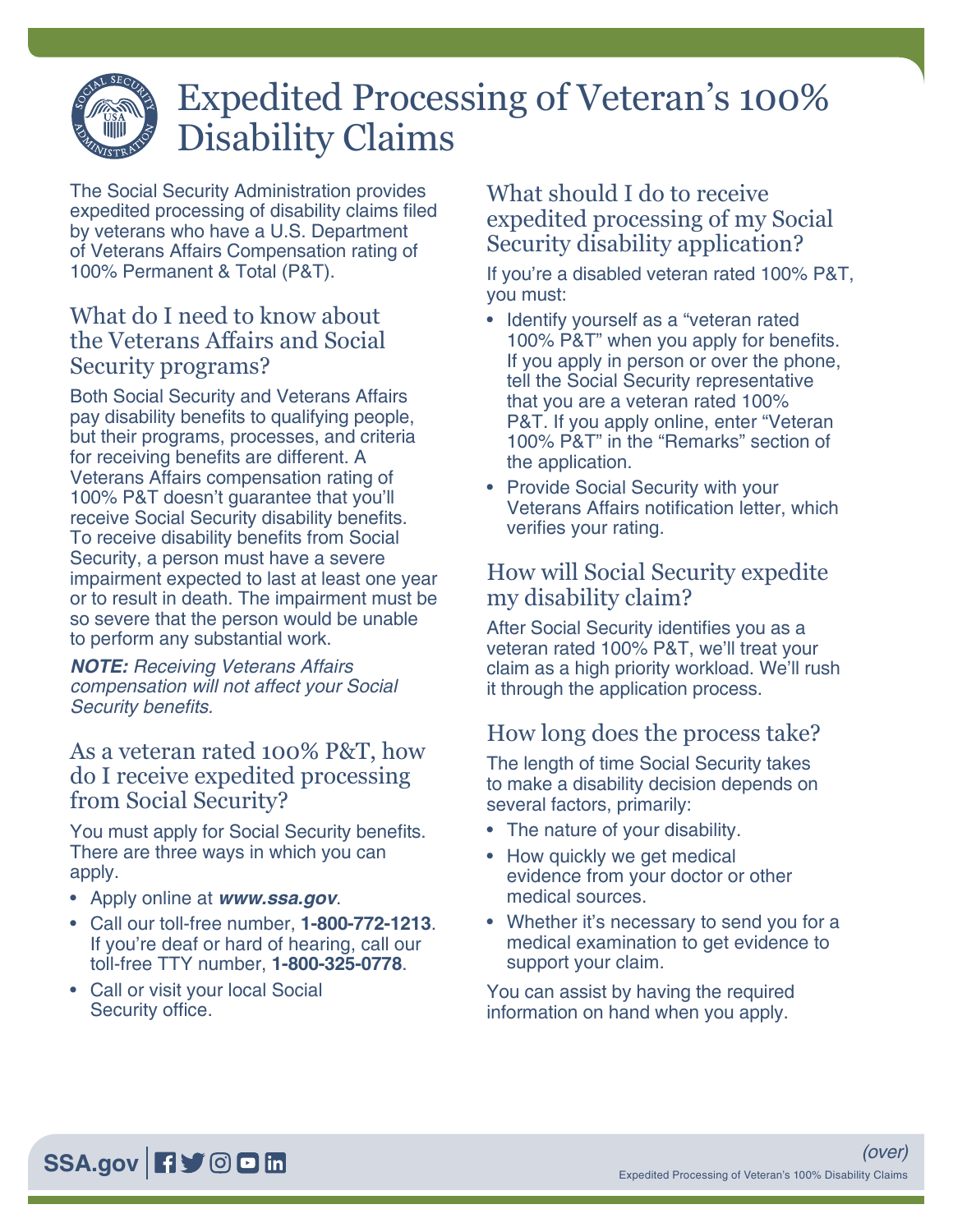# Expedited Processing of Veteran's 100% Disability Claims

The Social Security Administration provides expedited processing of disability claims filed by veterans who have a U.S. Department of Veterans Affairs Compensation rating of 100% Permanent & Total (P&T).

## What do I need to know about the Veterans Affairs and Social Security programs?

Both Social Security and Veterans Affairs pay disability benefits to qualifying people, but their programs, processes, and criteria for receiving benefits are different. A Veterans Affairs compensation rating of 100% P&T doesn't guarantee that you'll receive Social Security disability benefits. To receive disability benefits from Social Security, a person must have a severe impairment expected to last at least one year or to result in death. The impairment must be so severe that the person would be unable to perform any substantial work.

***NOTE:*** *Receiving Veterans Affairs compensation will not affect your Social Security benefits.*

## As a veteran rated 100% P&T, how do I receive expedited processing from Social Security?

You must apply for Social Security benefits. There are three ways in which you can apply.

- Apply online at ***www.ssa.gov***.
- Call our toll-free number, **1-800-772-1213**. If you're deaf or hard of hearing, call our toll-free TTY number, **1-800-325-0778**.
- Call or visit your local Social Security office.

## What should I do to receive expedited processing of my Social Security disability application?

If you're a disabled veteran rated 100% P&T, you must:

- Identify yourself as a "veteran rated 100% P&T" when you apply for benefits. If you apply in person or over the phone, tell the Social Security representative that you are a veteran rated 100% P&T. If you apply online, enter "Veteran 100% P&T" in the "Remarks" section of the application.
- Provide Social Security with your Veterans Affairs notification letter, which verifies your rating.

## How will Social Security expedite my disability claim?

After Social Security identifies you as a veteran rated 100% P&T, we'll treat your claim as a high priority workload. We'll rush it through the application process.

## How long does the process take?

The length of time Social Security takes to make a disability decision depends on several factors, primarily:

- The nature of your disability.
- How quickly we get medical evidence from your doctor or other medical sources.
- Whether it's necessary to send you for a medical examination to get evidence to support your claim.

You can assist by having the required information on hand when you apply.

*(over)*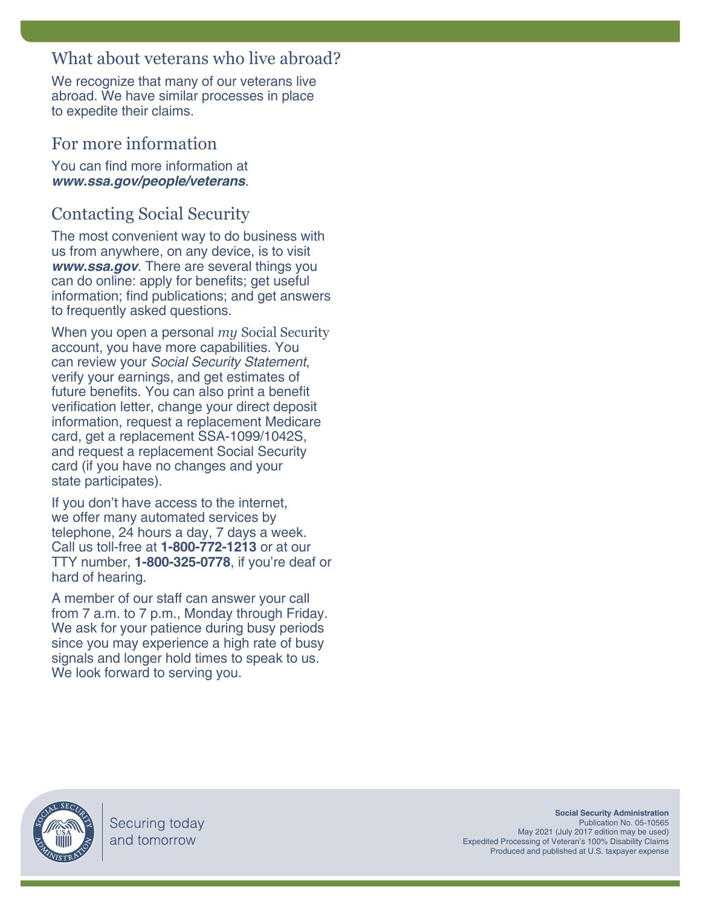## What about veterans who live abroad?

We recognize that many of our veterans live abroad. We have similar processes in place to expedite their claims.

## For more information

You can find more information at ***www.ssa.gov/people/veterans***.

## Contacting Social Security

The most convenient way to do business with us from anywhere, on any device, is to visit ***www.ssa.gov***. There are several things you can do online: apply for benefits; get useful information; find publications; and get answers to frequently asked questions.

When you open a personal *my* Social Security account, you have more capabilities. You can review your *Social Security Statement*, verify your earnings, and get estimates of future benefits. You can also print a benefit verification letter, change your direct deposit information, request a replacement Medicare card, get a replacement SSA-1099/1042S, and request a replacement Social Security card (if you have no changes and your state participates).

If you don't have access to the internet, we offer many automated services by telephone, 24 hours a day, 7 days a week. Call us toll-free at **1-800-772-1213** or at our TTY number, **1-800-325-0778**, if you're deaf or hard of hearing.

A member of our staff can answer your call from 7 a.m. to 7 p.m., Monday through Friday. We ask for your patience during busy periods since you may experience a high rate of busy signals and longer hold times to speak to us. We look forward to serving you.

Securing today and tomorrow

**Social Security Administration**
Publication No. 05-10565
May 2021 (July 2017 edition may be used)
Expedited Processing of Veteran's 100% Disability Claims
Produced and published at U.S. taxpayer expense